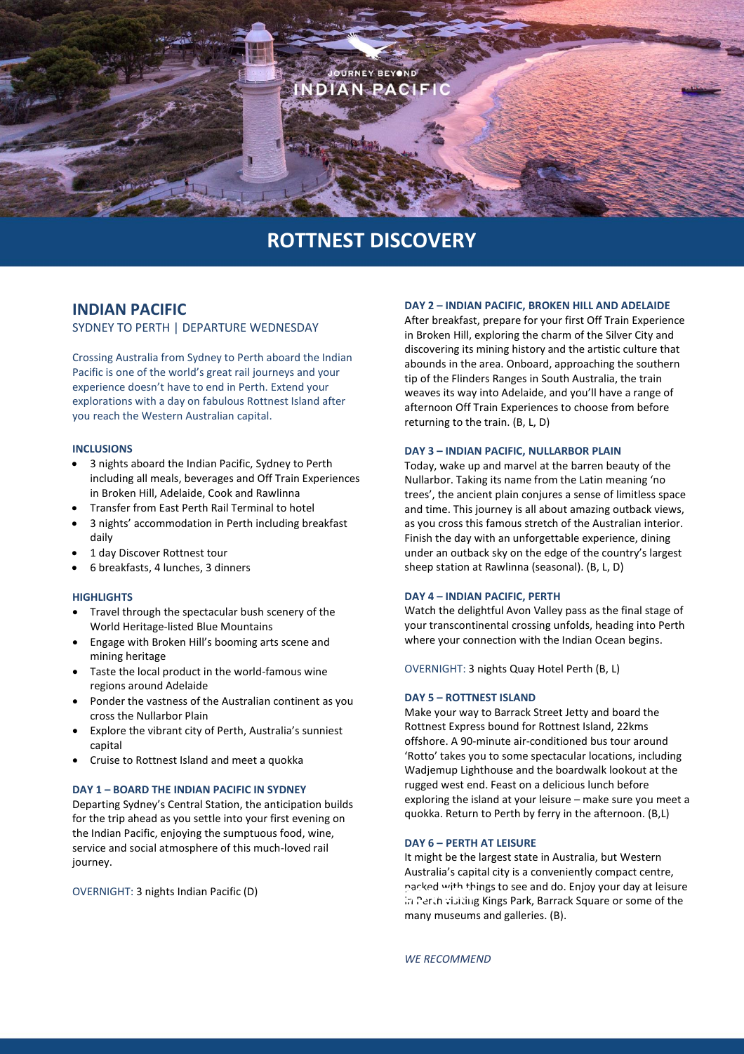# ROTTNEST DISCOVERY

## INDIAN PACIFIC

SYDNEY TO PERTH | DEPARTURE WEDNESDAY

Crossing Australia from Sydney to Perth aboard the Indian Pacific is one of the world's great rail journeys and your experience doesn't have to end in Perth. Extend your explorations with a day on fabulous Rottnest Island after you reach the Western Australian capital.

### INCLUSIONS

- 3 nights aboard the Indian Pacific, Sydney to Perth including all meals, beverages and Off Train Experiences in Broken Hill, Adelaide, Cook and Rawlinna
- Transfer from East Perth Rail Terminal to hotel
- 3 nights' accommodation in Perth including breakfast daily
- 1 day Discover Rottnest tour
- 6 breakfasts, 4 lunches, 3 dinners

### HIGHLIGHTS

- Travel through the spectacular bush scenery of the World Heritage-listed Blue Mountains
- Engage with Broken Hill's booming arts scene and mining heritage
- Taste the local product in the world-famous wine regions around Adelaide
- Ponder the vastness of the Australian continent as you cross the Nullarbor Plain
- Explore the vibrant city of Perth, Australia's sunniest capital
- Cruise to Rottnest Island and meet a quokka

### DAY 1 – BOARD THE INDIAN PACIFIC IN SYDNEY

Departing Sydney's Central Station, the anticipation builds for the trip ahead as you settle into your first evening on the Indian Pacific, enjoying the sumptuous food, wine, service and social atmosphere of this much-loved rail journey.

OVERNIGHT: 3 nights Indian Pacific (D)

### DAY 2 – INDIAN PACIFIC, BROKEN HILL AND ADELAIDE

After breakfast, prepare for your first Off Train Experience in Broken Hill, exploring the charm of the Silver City and discovering its mining history and the artistic culture that abounds in the area. Onboard, approaching the southern tip of the Flinders Ranges in South Australia, the train weaves its way into Adelaide, and you'll have a range of afternoon Off Train Experiences to choose from before returning to the train. (B, L, D)

### DAY 3 – INDIAN PACIFIC, NULLARBOR PLAIN

Today, wake up and marvel at the barren beauty of the Nullarbor. Taking its name from the Latin meaning 'no trees', the ancient plain conjures a sense of limitless space and time. This journey is all about amazing outback views, as you cross this famous stretch of the Australian interior. Finish the day with an unforgettable experience, dining under an outback sky on the edge of the country's largest sheep station at Rawlinna (seasonal). (B, L, D)

### DAY 4 – INDIAN PACIFIC, PERTH

Watch the delightful Avon Valley pass as the final stage of your transcontinental crossing unfolds, heading into Perth where your connection with the Indian Ocean begins.

OVERNIGHT: 3 nights Quay Hotel Perth (B, L)

### DAY 5 – ROTTNEST ISLAND

Make your way to Barrack Street Jetty and board the Rottnest Express bound for Rottnest Island, 22kms offshore. A 90-minute air-conditioned bus tour around 'Rotto' takes you to some spectacular locations, including Wadjemup Lighthouse and the boardwalk lookout at the rugged west end. Feast on a delicious lunch before exploring the island at your leisure – make sure you meet a quokka. Return to Perth by ferry in the afternoon. (B,L)

### DAY 6 – PERTH AT LEISURE

It might be the largest state in Australia, but Western Australia's capital city is a conveniently compact centre, packed with things to see and do. Enjoy your day at leisure in Perth visiting Kings Park, Barrack Square or some of the many museums and galleries. (B).

*WE RECOMMEND*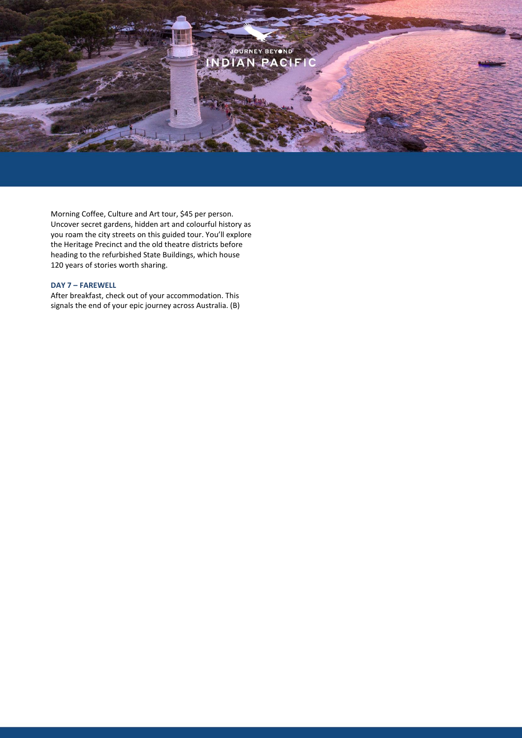Morning Coffee, Culture and Art tour, $45 per person. Uncover secret gardens, hidden art and colourful history as you roam the city streets on this guided tour. You'll explore the Heritage Precinct and the old theatre districts before heading to the refurbished State Buildings, which house 120 years of stories worth sharing.

**DAY 7 – FAREWELL**

After breakfast, check out of your accommodation. This signals the end of your epic journey across Australia. (B)